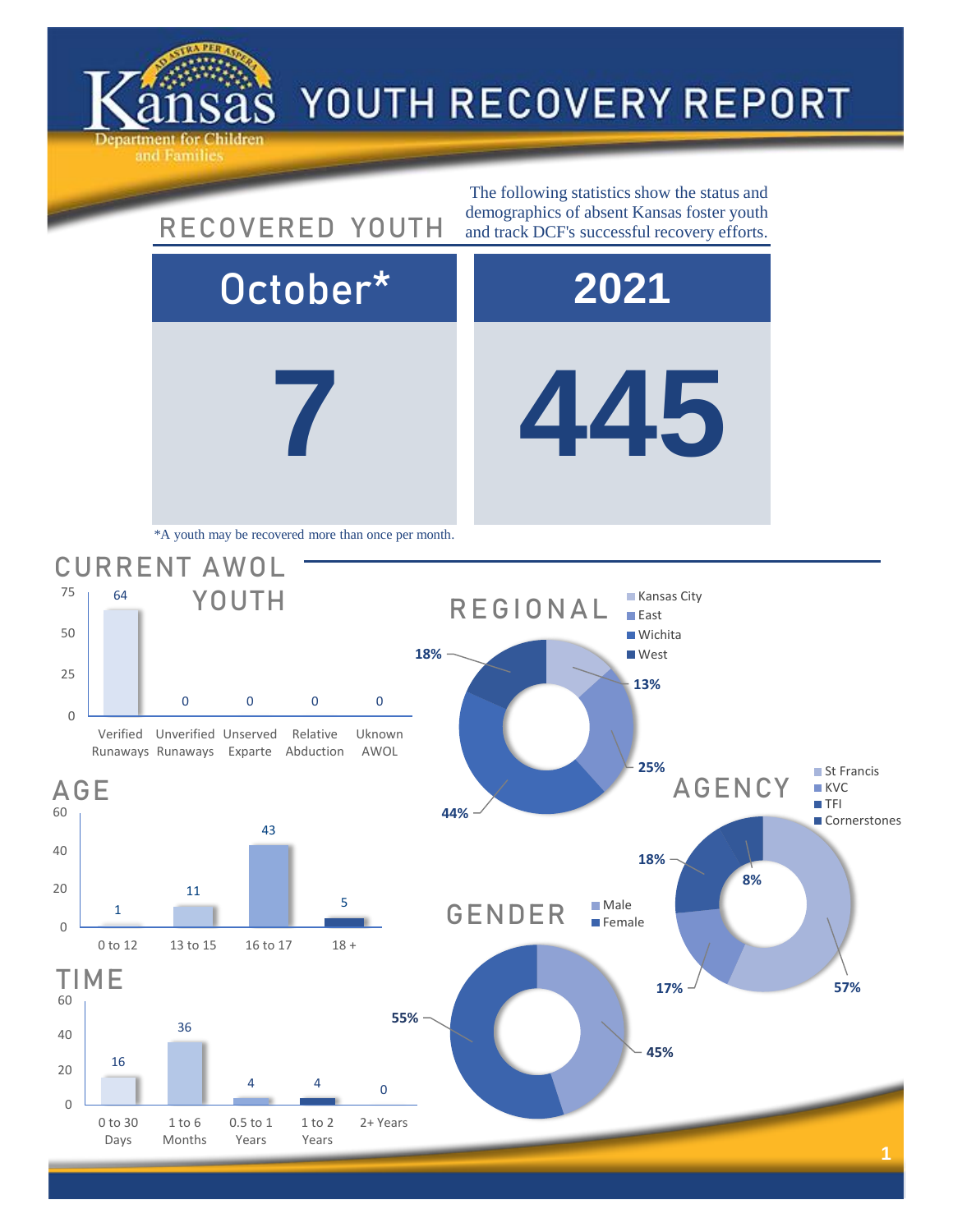# Kansas Department for Children and Families — YOUTH RECOVERY REPORT

## RECOVERED YOUTH

The following statistics show the status and demographics of absent Kansas foster youth and track DCF's successful recovery efforts.

| October* | 2021 |
|---|---|
| 7 | 445 |

*A youth may be recovered more than once per month.

## CURRENT AWOL YOUTH

| Category | Count |
|---|---|
| Verified Runaways | 64 |
| Unverified Runaways | 0 |
| Unserved Exparte | 0 |
| Relative Abduction | 0 |
| Uknown AWOL | 0 |

## AGE

| Age | Count |
|---|---|
| 0 to 12 | 1 |
| 13 to 15 | 11 |
| 16 to 17 | 43 |
| 18 + | 5 |

## TIME

| Time | Count |
|---|---|
| 0 to 30 Days | 16 |
| 1 to 6 Months | 36 |
| 0.5 to 1 Years | 4 |
| 1 to 2 Years | 4 |
| 2+ Years | 0 |

## REGIONAL

| Region | Percent |
|---|---|
| Kansas City | 13% |
| East | 25% |
| Wichita | 44% |
| West | 18% |

## AGENCY

| Agency | Percent |
|---|---|
| St Francis | 57% |
| KVC | 17% |
| TFI | 18% |
| Cornerstones | 8% |

## GENDER

| Gender | Percent |
|---|---|
| Male | 45% |
| Female | 55% |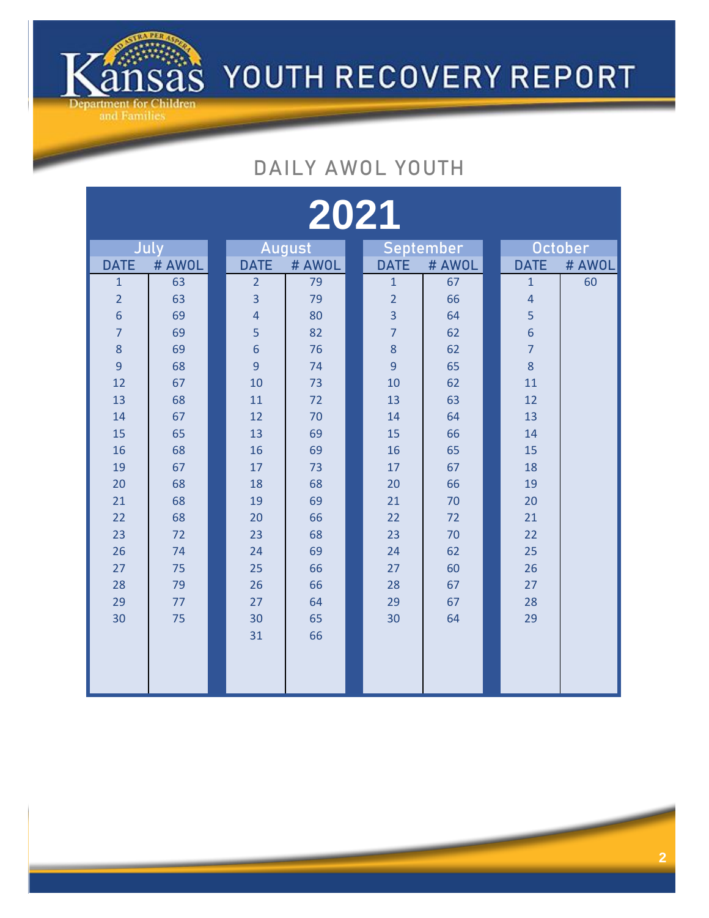# YOUTH RECOVERY REPORT

Kansas Department for Children and Families

## DAILY AWOL YOUTH

## 2021

| July | | August | | September | | October | |
|---|---|---|---|---|---|---|---|
| DATE | # AWOL | DATE | # AWOL | DATE | # AWOL | DATE | # AWOL |
| 1 | 63 | 2 | 79 | 1 | 67 | 1 | 60 |
| 2 | 63 | 3 | 79 | 2 | 66 | 4 | |
| 6 | 69 | 4 | 80 | 3 | 64 | 5 | |
| 7 | 69 | 5 | 82 | 7 | 62 | 6 | |
| 8 | 69 | 6 | 76 | 8 | 62 | 7 | |
| 9 | 68 | 9 | 74 | 9 | 65 | 8 | |
| 12 | 67 | 10 | 73 | 10 | 62 | 11 | |
| 13 | 68 | 11 | 72 | 13 | 63 | 12 | |
| 14 | 67 | 12 | 70 | 14 | 64 | 13 | |
| 15 | 65 | 13 | 69 | 15 | 66 | 14 | |
| 16 | 68 | 16 | 69 | 16 | 65 | 15 | |
| 19 | 67 | 17 | 73 | 17 | 67 | 18 | |
| 20 | 68 | 18 | 68 | 20 | 66 | 19 | |
| 21 | 68 | 19 | 69 | 21 | 70 | 20 | |
| 22 | 68 | 20 | 66 | 22 | 72 | 21 | |
| 23 | 72 | 23 | 68 | 23 | 70 | 22 | |
| 26 | 74 | 24 | 69 | 24 | 62 | 25 | |
| 27 | 75 | 25 | 66 | 27 | 60 | 26 | |
| 28 | 79 | 26 | 66 | 28 | 67 | 27 | |
| 29 | 77 | 27 | 64 | 29 | 67 | 28 | |
| 30 | 75 | 30 | 65 | 30 | 64 | 29 | |
| | | 31 | 66 | | | | |